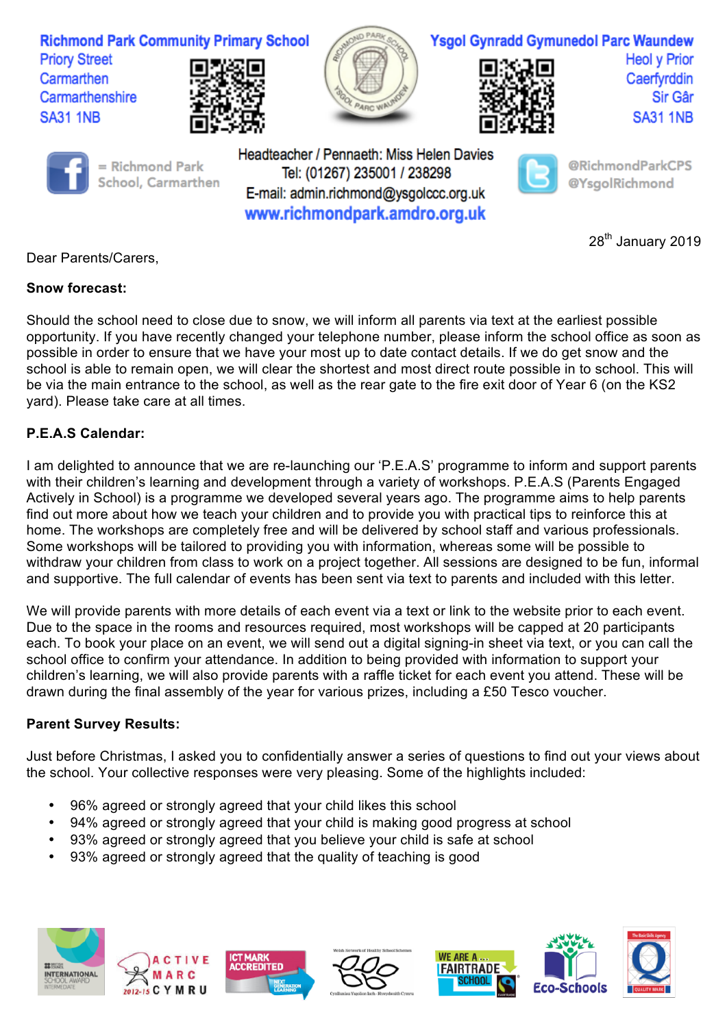**Richmond Park Community Primary School**
Priory Street
Carmarthen
Carmarthenshire
SA31 1NB

**Ysgol Gynradd Gymunedol Parc Waundew**
Heol y Prior
Caerfyrddin
Sir Gâr
SA31 1NB

= Richmond Park School, Carmarthen

Headteacher / Pennaeth: Miss Helen Davies
Tel: (01267) 235001 / 238298
E-mail: admin.richmond@ysgolccc.org.uk
www.richmondpark.amdro.org.uk

@RichmondParkCPS
@YsgolRichmond

28th January 2019

Dear Parents/Carers,

**Snow forecast:**

Should the school need to close due to snow, we will inform all parents via text at the earliest possible opportunity. If you have recently changed your telephone number, please inform the school office as soon as possible in order to ensure that we have your most up to date contact details. If we do get snow and the school is able to remain open, we will clear the shortest and most direct route possible in to school. This will be via the main entrance to the school, as well as the rear gate to the fire exit door of Year 6 (on the KS2 yard). Please take care at all times.

**P.E.A.S Calendar:**

I am delighted to announce that we are re-launching our 'P.E.A.S' programme to inform and support parents with their children's learning and development through a variety of workshops. P.E.A.S (Parents Engaged Actively in School) is a programme we developed several years ago. The programme aims to help parents find out more about how we teach your children and to provide you with practical tips to reinforce this at home. The workshops are completely free and will be delivered by school staff and various professionals. Some workshops will be tailored to providing you with information, whereas some will be possible to withdraw your children from class to work on a project together. All sessions are designed to be fun, informal and supportive. The full calendar of events has been sent via text to parents and included with this letter.

We will provide parents with more details of each event via a text or link to the website prior to each event. Due to the space in the rooms and resources required, most workshops will be capped at 20 participants each. To book your place on an event, we will send out a digital signing-in sheet via text, or you can call the school office to confirm your attendance. In addition to being provided with information to support your children's learning, we will also provide parents with a raffle ticket for each event you attend. These will be drawn during the final assembly of the year for various prizes, including a £50 Tesco voucher.

**Parent Survey Results:**

Just before Christmas, I asked you to confidentially answer a series of questions to find out your views about the school. Your collective responses were very pleasing. Some of the highlights included:

- 96% agreed or strongly agreed that your child likes this school
- 94% agreed or strongly agreed that your child is making good progress at school
- 93% agreed or strongly agreed that you believe your child is safe at school
- 93% agreed or strongly agreed that the quality of teaching is good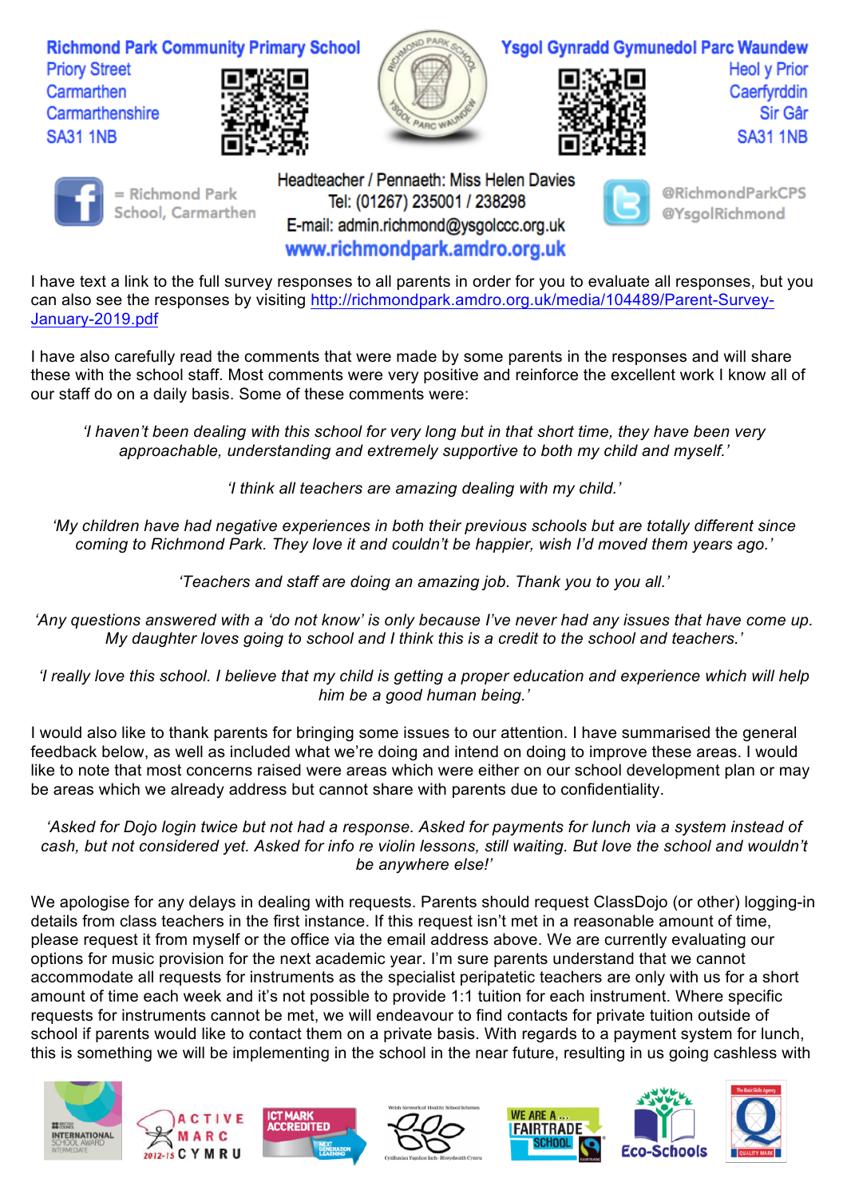Richmond Park Community Primary School
Priory Street
Carmarthen
Carmarthenshire
SA31 1NB

Ysgol Gynradd Gymunedol Parc Waundew
Heol y Prior
Caerfyrddin
Sir Gâr
SA31 1NB

= Richmond Park School, Carmarthen

Headteacher / Pennaeth: Miss Helen Davies
Tel: (01267) 235001 / 238298
E-mail: admin.richmond@ysgolccc.org.uk
www.richmondpark.amdro.org.uk

@RichmondParkCPS
@YsgolRichmond

I have text a link to the full survey responses to all parents in order for you to evaluate all responses, but you can also see the responses by visiting http://richmondpark.amdro.org.uk/media/104489/Parent-Survey-January-2019.pdf

I have also carefully read the comments that were made by some parents in the responses and will share these with the school staff. Most comments were very positive and reinforce the excellent work I know all of our staff do on a daily basis. Some of these comments were:

*'I haven't been dealing with this school for very long but in that short time, they have been very approachable, understanding and extremely supportive to both my child and myself.'*

*'I think all teachers are amazing dealing with my child.'*

*'My children have had negative experiences in both their previous schools but are totally different since coming to Richmond Park. They love it and couldn't be happier, wish I'd moved them years ago.'*

*'Teachers and staff are doing an amazing job. Thank you to you all.'*

*'Any questions answered with a 'do not know' is only because I've never had any issues that have come up. My daughter loves going to school and I think this is a credit to the school and teachers.'*

*'I really love this school. I believe that my child is getting a proper education and experience which will help him be a good human being.'*

I would also like to thank parents for bringing some issues to our attention. I have summarised the general feedback below, as well as included what we're doing and intend on doing to improve these areas. I would like to note that most concerns raised were areas which were either on our school development plan or may be areas which we already address but cannot share with parents due to confidentiality.

*'Asked for Dojo login twice but not had a response. Asked for payments for lunch via a system instead of cash, but not considered yet. Asked for info re violin lessons, still waiting. But love the school and wouldn't be anywhere else!'*

We apologise for any delays in dealing with requests. Parents should request ClassDojo (or other) logging-in details from class teachers in the first instance. If this request isn't met in a reasonable amount of time, please request it from myself or the office via the email address above. We are currently evaluating our options for music provision for the next academic year. I'm sure parents understand that we cannot accommodate all requests for instruments as the specialist peripatetic teachers are only with us for a short amount of time each week and it's not possible to provide 1:1 tuition for each instrument. Where specific requests for instruments cannot be met, we will endeavour to find contacts for private tuition outside of school if parents would like to contact them on a private basis. With regards to a payment system for lunch, this is something we will be implementing in the school in the near future, resulting in us going cashless with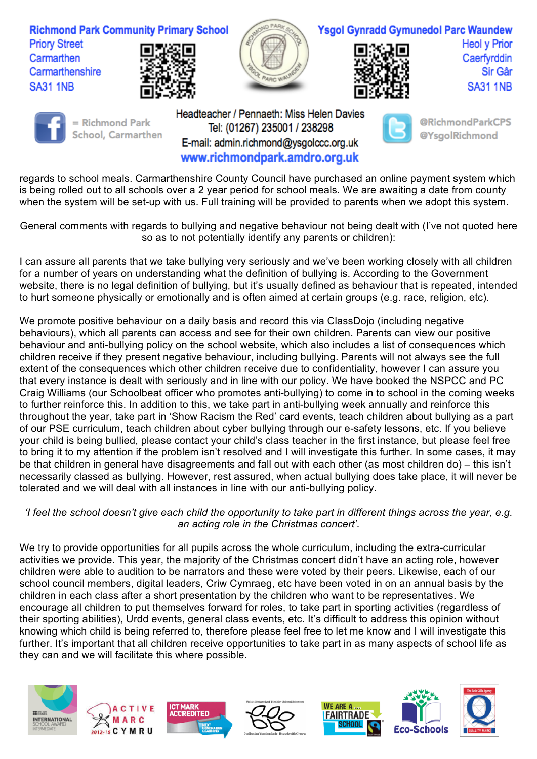regards to school meals. Carmarthenshire County Council have purchased an online payment system which is being rolled out to all schools over a 2 year period for school meals. We are awaiting a date from county when the system will be set-up with us. Full training will be provided to parents when we adopt this system.

General comments with regards to bullying and negative behaviour not being dealt with (I've not quoted here so as to not potentially identify any parents or children):

I can assure all parents that we take bullying very seriously and we've been working closely with all children for a number of years on understanding what the definition of bullying is. According to the Government website, there is no legal definition of bullying, but it's usually defined as behaviour that is repeated, intended to hurt someone physically or emotionally and is often aimed at certain groups (e.g. race, religion, etc).

We promote positive behaviour on a daily basis and record this via ClassDojo (including negative behaviours), which all parents can access and see for their own children. Parents can view our positive behaviour and anti-bullying policy on the school website, which also includes a list of consequences which children receive if they present negative behaviour, including bullying. Parents will not always see the full extent of the consequences which other children receive due to confidentiality, however I can assure you that every instance is dealt with seriously and in line with our policy. We have booked the NSPCC and PC Craig Williams (our Schoolbeat officer who promotes anti-bullying) to come in to school in the coming weeks to further reinforce this. In addition to this, we take part in anti-bullying week annually and reinforce this throughout the year, take part in 'Show Racism the Red' card events, teach children about bullying as a part of our PSE curriculum, teach children about cyber bullying through our e-safety lessons, etc. If you believe your child is being bullied, please contact your child's class teacher in the first instance, but please feel free to bring it to my attention if the problem isn't resolved and I will investigate this further. In some cases, it may be that children in general have disagreements and fall out with each other (as most children do) – this isn't necessarily classed as bullying. However, rest assured, when actual bullying does take place, it will never be tolerated and we will deal with all instances in line with our anti-bullying policy.

*'I feel the school doesn't give each child the opportunity to take part in different things across the year, e.g. an acting role in the Christmas concert'.*

We try to provide opportunities for all pupils across the whole curriculum, including the extra-curricular activities we provide. This year, the majority of the Christmas concert didn't have an acting role, however children were able to audition to be narrators and these were voted by their peers. Likewise, each of our school council members, digital leaders, Criw Cymraeg, etc have been voted in on an annual basis by the children in each class after a short presentation by the children who want to be representatives. We encourage all children to put themselves forward for roles, to take part in sporting activities (regardless of their sporting abilities), Urdd events, general class events, etc. It's difficult to address this opinion without knowing which child is being referred to, therefore please feel free to let me know and I will investigate this further. It's important that all children receive opportunities to take part in as many aspects of school life as they can and we will facilitate this where possible.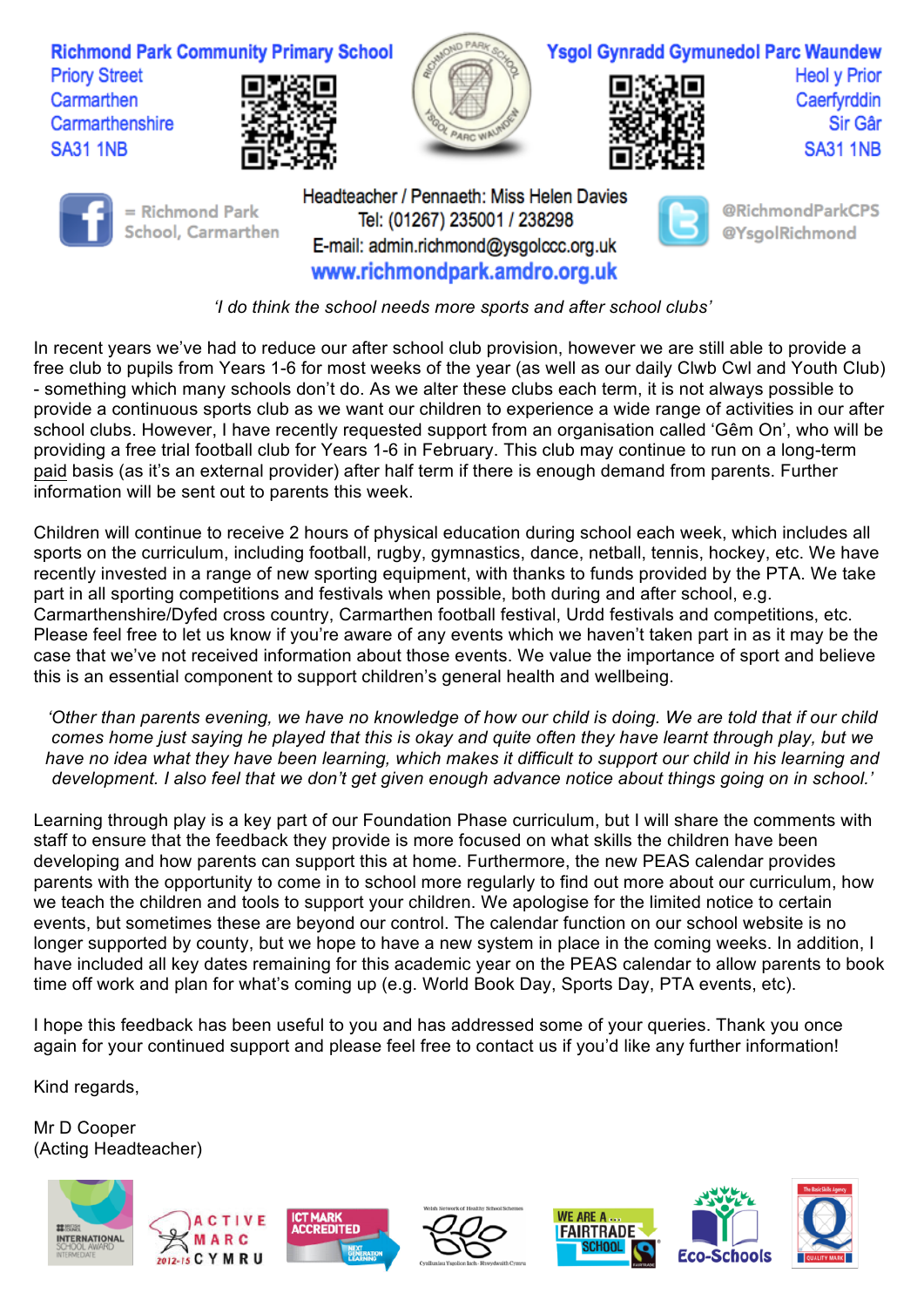**Richmond Park Community Primary School**
Priory Street
Carmarthen
Carmarthenshire
SA31 1NB

**Ysgol Gynradd Gymunedol Parc Waundew**
Heol y Prior
Caerfyrddin
Sir Gâr
SA31 1NB

= Richmond Park School, Carmarthen

Headteacher / Pennaeth: Miss Helen Davies
Tel: (01267) 235001 / 238298
E-mail: admin.richmond@ysgolccc.org.uk
www.richmondpark.amdro.org.uk

@RichmondParkCPS
@YsgolRichmond

*'I do think the school needs more sports and after school clubs'*

In recent years we've had to reduce our after school club provision, however we are still able to provide a free club to pupils from Years 1-6 for most weeks of the year (as well as our daily Clwb Cwl and Youth Club) - something which many schools don't do. As we alter these clubs each term, it is not always possible to provide a continuous sports club as we want our children to experience a wide range of activities in our after school clubs. However, I have recently requested support from an organisation called 'Gêm On', who will be providing a free trial football club for Years 1-6 in February. This club may continue to run on a long-term paid basis (as it's an external provider) after half term if there is enough demand from parents. Further information will be sent out to parents this week.

Children will continue to receive 2 hours of physical education during school each week, which includes all sports on the curriculum, including football, rugby, gymnastics, dance, netball, tennis, hockey, etc. We have recently invested in a range of new sporting equipment, with thanks to funds provided by the PTA. We take part in all sporting competitions and festivals when possible, both during and after school, e.g. Carmarthenshire/Dyfed cross country, Carmarthen football festival, Urdd festivals and competitions, etc. Please feel free to let us know if you're aware of any events which we haven't taken part in as it may be the case that we've not received information about those events. We value the importance of sport and believe this is an essential component to support children's general health and wellbeing.

*'Other than parents evening, we have no knowledge of how our child is doing. We are told that if our child comes home just saying he played that this is okay and quite often they have learnt through play, but we have no idea what they have been learning, which makes it difficult to support our child in his learning and development. I also feel that we don't get given enough advance notice about things going on in school.'*

Learning through play is a key part of our Foundation Phase curriculum, but I will share the comments with staff to ensure that the feedback they provide is more focused on what skills the children have been developing and how parents can support this at home. Furthermore, the new PEAS calendar provides parents with the opportunity to come in to school more regularly to find out more about our curriculum, how we teach the children and tools to support your children. We apologise for the limited notice to certain events, but sometimes these are beyond our control. The calendar function on our school website is no longer supported by county, but we hope to have a new system in place in the coming weeks. In addition, I have included all key dates remaining for this academic year on the PEAS calendar to allow parents to book time off work and plan for what's coming up (e.g. World Book Day, Sports Day, PTA events, etc).

I hope this feedback has been useful to you and has addressed some of your queries. Thank you once again for your continued support and please feel free to contact us if you'd like any further information!

Kind regards,

Mr D Cooper
(Acting Headteacher)